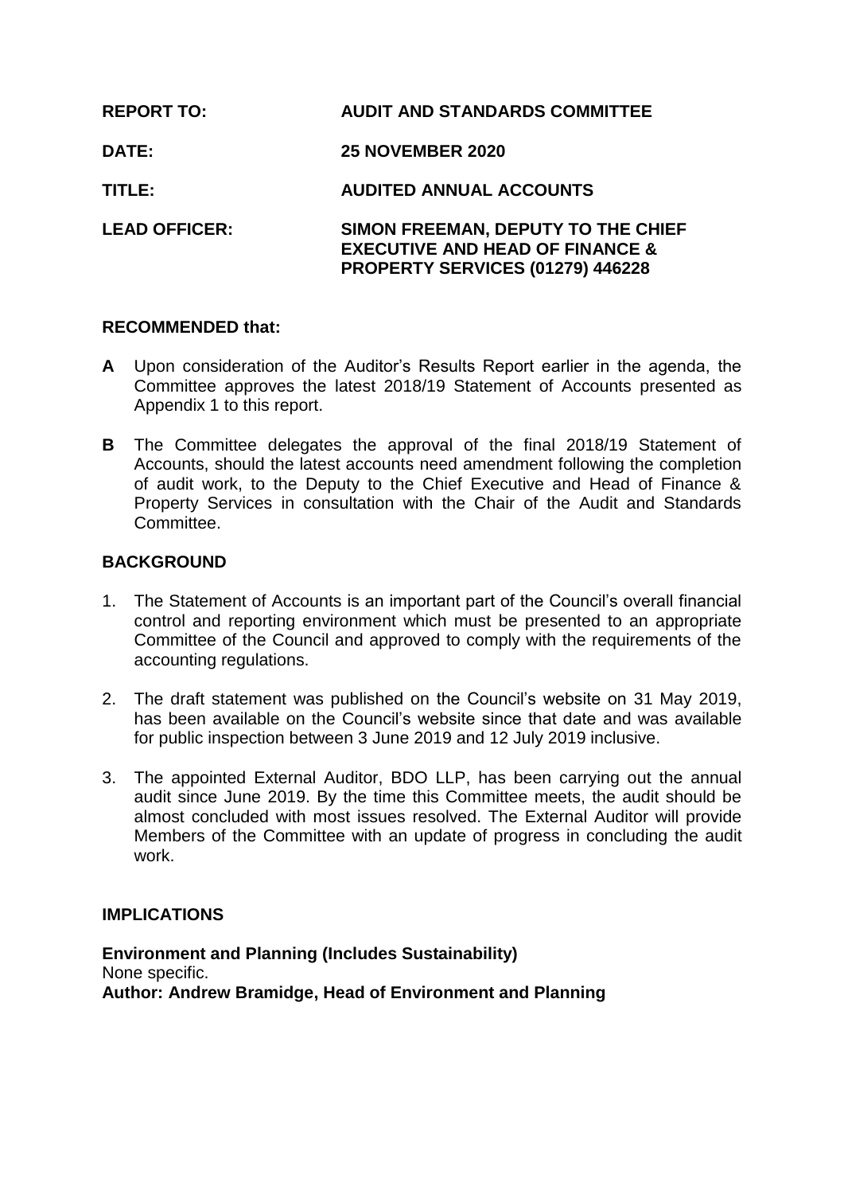**REPORT TO:** **AUDIT AND STANDARDS COMMITTEE**

**DATE:** **25 NOVEMBER 2020**

**TITLE:** **AUDITED ANNUAL ACCOUNTS**

**LEAD OFFICER:** **SIMON FREEMAN, DEPUTY TO THE CHIEF EXECUTIVE AND HEAD OF FINANCE & PROPERTY SERVICES (01279) 446228**

**RECOMMENDED that:**

**A** Upon consideration of the Auditor's Results Report earlier in the agenda, the Committee approves the latest 2018/19 Statement of Accounts presented as Appendix 1 to this report.

**B** The Committee delegates the approval of the final 2018/19 Statement of Accounts, should the latest accounts need amendment following the completion of audit work, to the Deputy to the Chief Executive and Head of Finance & Property Services in consultation with the Chair of the Audit and Standards Committee.

## BACKGROUND

1. The Statement of Accounts is an important part of the Council's overall financial control and reporting environment which must be presented to an appropriate Committee of the Council and approved to comply with the requirements of the accounting regulations.

2. The draft statement was published on the Council's website on 31 May 2019, has been available on the Council's website since that date and was available for public inspection between 3 June 2019 and 12 July 2019 inclusive.

3. The appointed External Auditor, BDO LLP, has been carrying out the annual audit since June 2019. By the time this Committee meets, the audit should be almost concluded with most issues resolved. The External Auditor will provide Members of the Committee with an update of progress in concluding the audit work.

## IMPLICATIONS

**Environment and Planning (Includes Sustainability)**
None specific.
**Author: Andrew Bramidge, Head of Environment and Planning**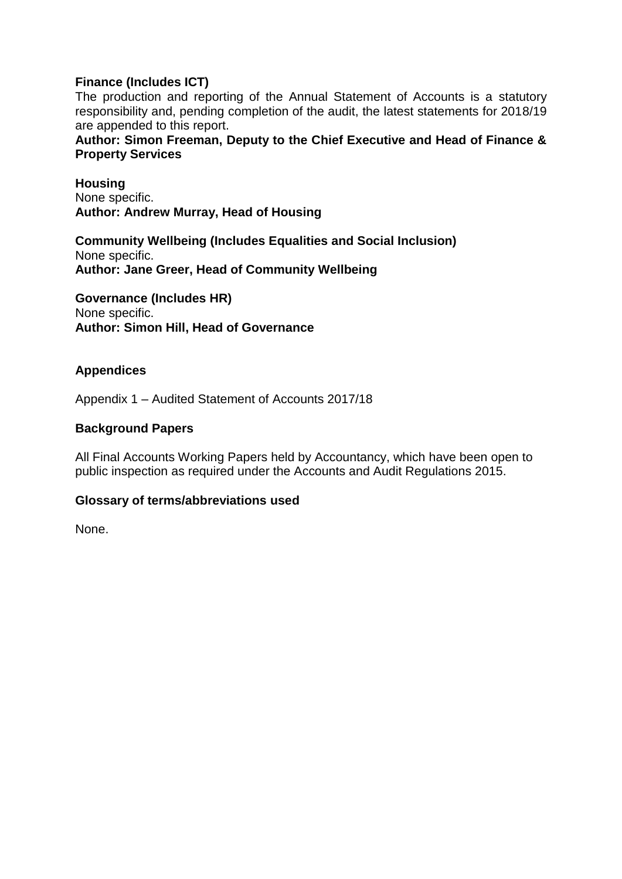**Finance (Includes ICT)**
The production and reporting of the Annual Statement of Accounts is a statutory responsibility and, pending completion of the audit, the latest statements for 2018/19 are appended to this report.
**Author: Simon Freeman, Deputy to the Chief Executive and Head of Finance & Property Services**

**Housing**
None specific.
**Author: Andrew Murray, Head of Housing**

**Community Wellbeing (Includes Equalities and Social Inclusion)**
None specific.
**Author: Jane Greer, Head of Community Wellbeing**

**Governance (Includes HR)**
None specific.
**Author: Simon Hill, Head of Governance**

## Appendices

Appendix 1 – Audited Statement of Accounts 2017/18

## Background Papers

All Final Accounts Working Papers held by Accountancy, which have been open to public inspection as required under the Accounts and Audit Regulations 2015.

## Glossary of terms/abbreviations used

None.